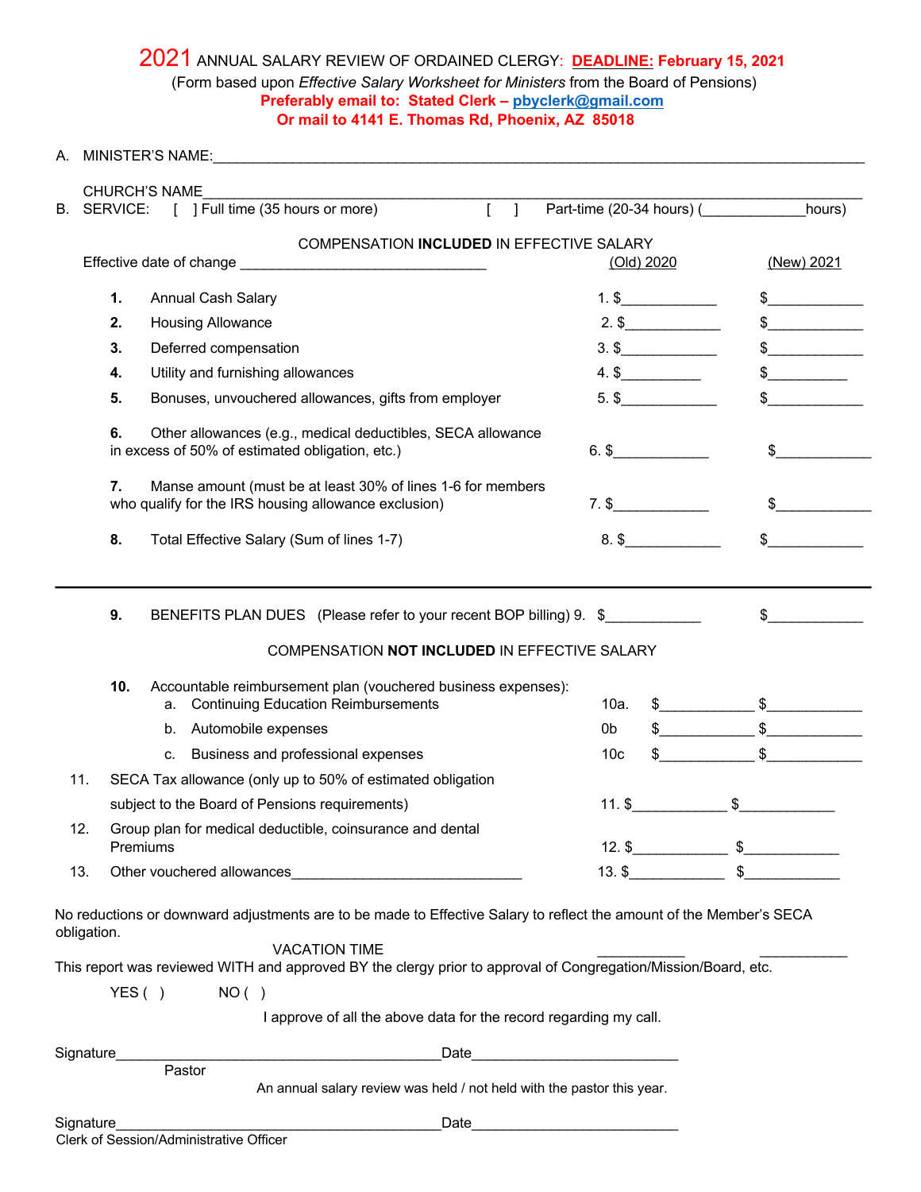# 2021 ANNUAL SALARY REVIEW OF ORDAINED CLERGY: DEADLINE: February 15, 2021

(Form based upon *Effective Salary Worksheet for Ministers* from the Board of Pensions)

**Preferably email to: Stated Clerk – pbyclerk@gmail.com**
**Or mail to 4141 E. Thomas Rd, Phoenix, AZ 85018**

A. MINISTER'S NAME:______________________________________________________________________

CHURCH'S NAME__________________________________________________________________________

B. SERVICE: [ ] Full time (35 hours or more) [ ] Part-time (20-34 hours) (____________hours)

COMPENSATION **INCLUDED** IN EFFECTIVE SALARY

Effective date of change ______________________________

| | | (Old) 2020 | (New) 2021 |
|---|---|---|---|
| **1.** | Annual Cash Salary | 1. $____________ | $____________ |
| **2.** | Housing Allowance | 2. $____________ | $____________ |
| **3.** | Deferred compensation | 3. $____________ | $____________ |
| **4.** | Utility and furnishing allowances | 4. $__________ | $__________ |
| **5.** | Bonuses, unvouchered allowances, gifts from employer | 5. $____________ | $____________ |
| **6.** | Other allowances (e.g., medical deductibles, SECA allowance in excess of 50% of estimated obligation, etc.) | 6. $____________ | $____________ |
| **7.** | Manse amount (must be at least 30% of lines 1-6 for members who qualify for the IRS housing allowance exclusion) | 7. $____________ | $____________ |
| **8.** | Total Effective Salary (Sum of lines 1-7) | 8. $____________ | $____________ |

---

| | | | |
|---|---|---|---|
| **9.** | BENEFITS PLAN DUES (Please refer to your recent BOP billing) | 9. $____________ | $____________ |

COMPENSATION **NOT INCLUDED** IN EFFECTIVE SALARY

**10.** Accountable reimbursement plan (vouchered business expenses):

| | | | |
|---|---|---|---|
| a. Continuing Education Reimbursements | 10a. | $____________ | $____________ |
| b. Automobile expenses | 0b | $____________ | $____________ |
| c. Business and professional expenses | 10c | $____________ | $____________ |
| 11. SECA Tax allowance (only up to 50% of estimated obligation subject to the Board of Pensions requirements) | 11. | $____________ | $____________ |
| 12. Group plan for medical deductible, coinsurance and dental Premiums | 12. | $____________ | $____________ |
| 13. Other vouchered allowances_____________________________ | 13. | $____________ | $____________ |

No reductions or downward adjustments are to be made to Effective Salary to reflect the amount of the Member's SECA obligation.

VACATION TIME ___________ ___________

This report was reviewed WITH and approved BY the clergy prior to approval of Congregation/Mission/Board, etc.

YES ( ) NO ( )

I approve of all the above data for the record regarding my call.

Signature_________________________________________Date__________________________
Pastor

An annual salary review was held / not held with the pastor this year.

Signature_________________________________________Date__________________________
Clerk of Session/Administrative Officer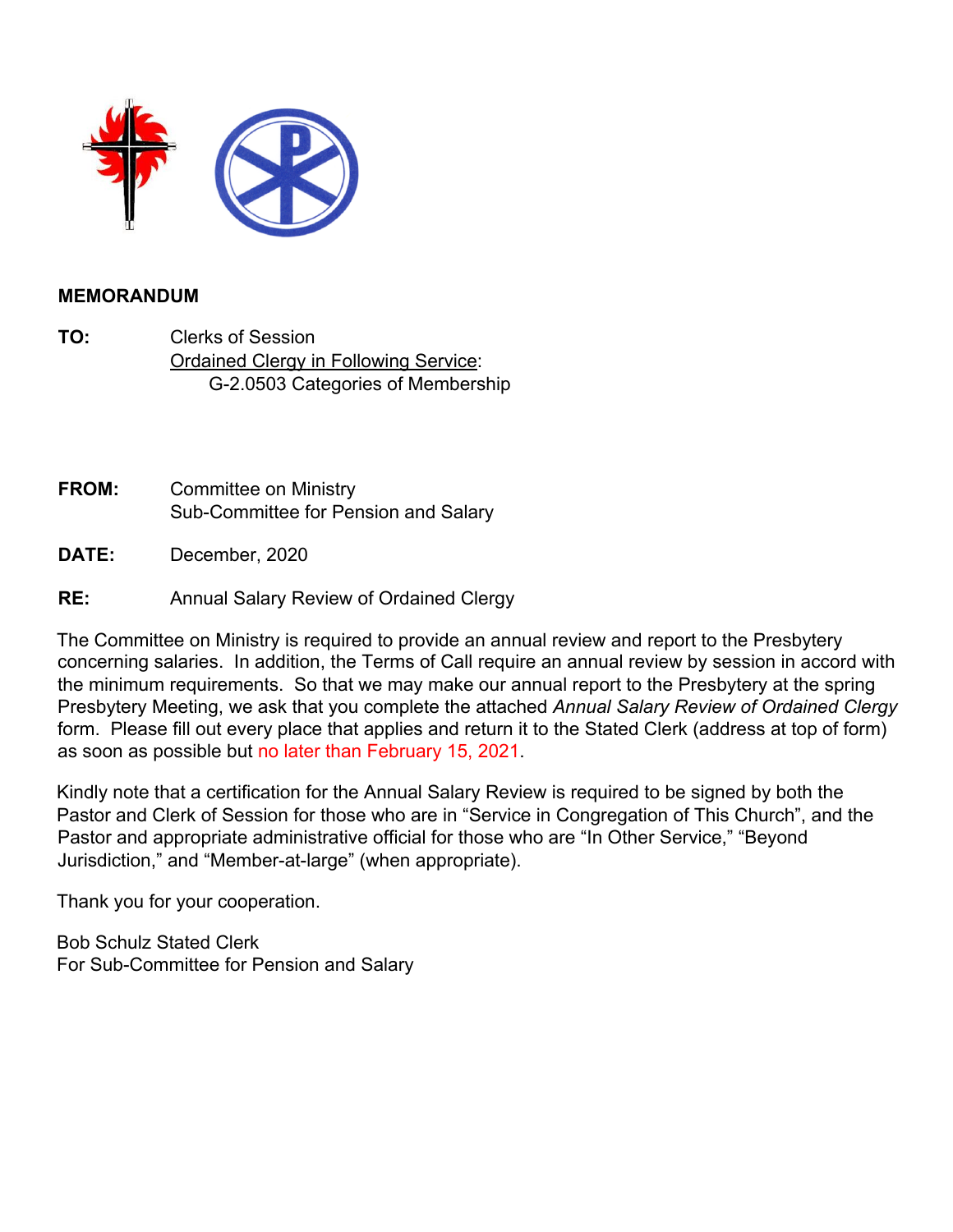**MEMORANDUM**

**TO:** Clerks of Session
Ordained Clergy in Following Service:
G-2.0503 Categories of Membership

**FROM:** Committee on Ministry
Sub-Committee for Pension and Salary

**DATE:** December, 2020

**RE:** Annual Salary Review of Ordained Clergy

The Committee on Ministry is required to provide an annual review and report to the Presbytery concerning salaries. In addition, the Terms of Call require an annual review by session in accord with the minimum requirements. So that we may make our annual report to the Presbytery at the spring Presbytery Meeting, we ask that you complete the attached *Annual Salary Review of Ordained Clergy* form. Please fill out every place that applies and return it to the Stated Clerk (address at top of form) as soon as possible but no later than February 15, 2021.

Kindly note that a certification for the Annual Salary Review is required to be signed by both the Pastor and Clerk of Session for those who are in "Service in Congregation of This Church", and the Pastor and appropriate administrative official for those who are "In Other Service," "Beyond Jurisdiction," and "Member-at-large" (when appropriate).

Thank you for your cooperation.

Bob Schulz Stated Clerk
For Sub-Committee for Pension and Salary